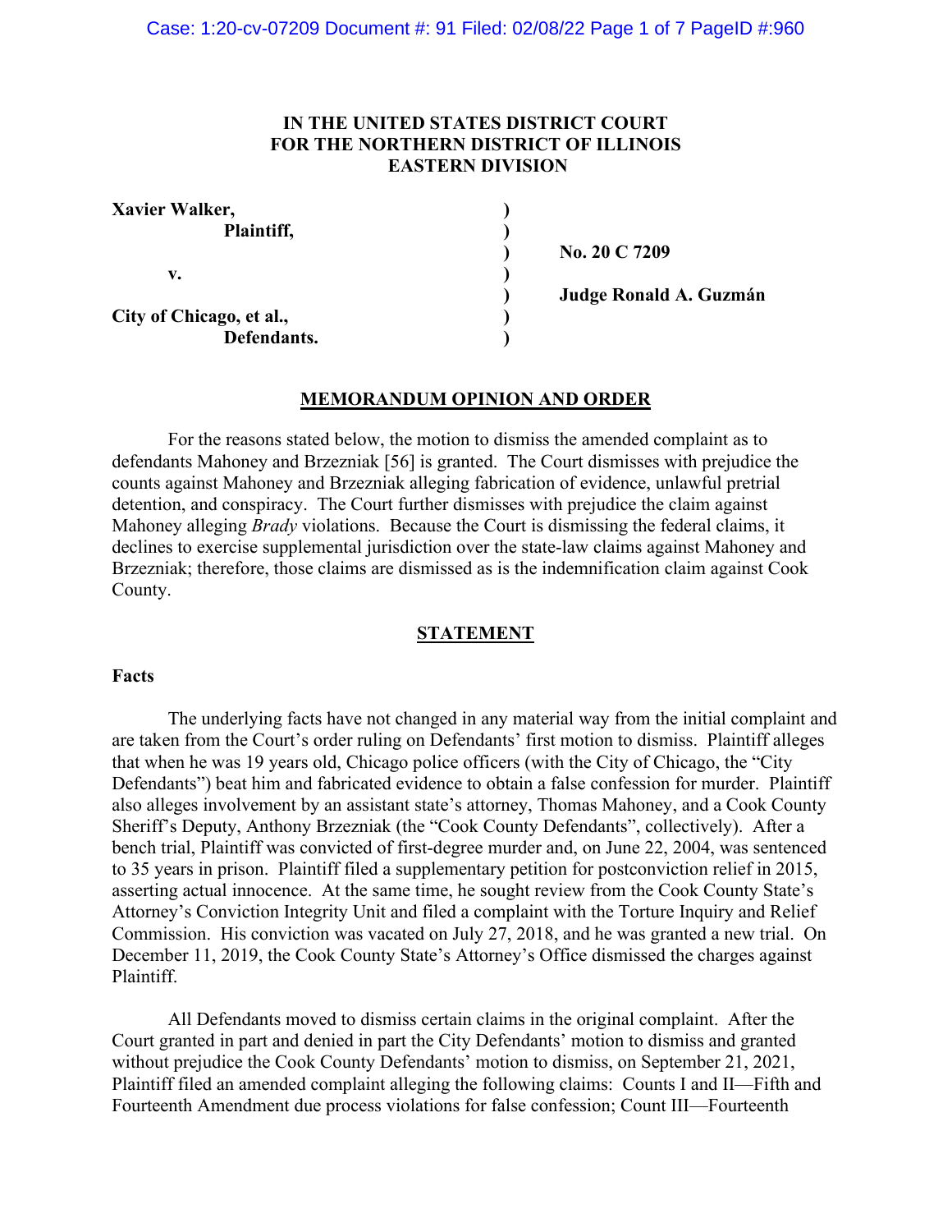**IN THE UNITED STATES DISTRICT COURT**
**FOR THE NORTHERN DISTRICT OF ILLINOIS**
**EASTERN DIVISION**

| | | |
|---|---|---|
| **Xavier Walker,** | ) | |
| **Plaintiff,** | ) | |
| | ) | **No. 20 C 7209** |
| **v.** | ) | |
| | ) | **Judge Ronald A. Guzmán** |
| **City of Chicago, et al.,** | ) | |
| **Defendants.** | ) | |

## MEMORANDUM OPINION AND ORDER

For the reasons stated below, the motion to dismiss the amended complaint as to defendants Mahoney and Brzezniak [56] is granted. The Court dismisses with prejudice the counts against Mahoney and Brzezniak alleging fabrication of evidence, unlawful pretrial detention, and conspiracy. The Court further dismisses with prejudice the claim against Mahoney alleging *Brady* violations. Because the Court is dismissing the federal claims, it declines to exercise supplemental jurisdiction over the state-law claims against Mahoney and Brzezniak; therefore, those claims are dismissed as is the indemnification claim against Cook County.

## STATEMENT

### Facts

The underlying facts have not changed in any material way from the initial complaint and are taken from the Court's order ruling on Defendants' first motion to dismiss. Plaintiff alleges that when he was 19 years old, Chicago police officers (with the City of Chicago, the "City Defendants") beat him and fabricated evidence to obtain a false confession for murder. Plaintiff also alleges involvement by an assistant state's attorney, Thomas Mahoney, and a Cook County Sheriff's Deputy, Anthony Brzezniak (the "Cook County Defendants", collectively). After a bench trial, Plaintiff was convicted of first-degree murder and, on June 22, 2004, was sentenced to 35 years in prison. Plaintiff filed a supplementary petition for postconviction relief in 2015, asserting actual innocence. At the same time, he sought review from the Cook County State's Attorney's Conviction Integrity Unit and filed a complaint with the Torture Inquiry and Relief Commission. His conviction was vacated on July 27, 2018, and he was granted a new trial. On December 11, 2019, the Cook County State's Attorney's Office dismissed the charges against Plaintiff.

All Defendants moved to dismiss certain claims in the original complaint. After the Court granted in part and denied in part the City Defendants' motion to dismiss and granted without prejudice the Cook County Defendants' motion to dismiss, on September 21, 2021, Plaintiff filed an amended complaint alleging the following claims: Counts I and II—Fifth and Fourteenth Amendment due process violations for false confession; Count III—Fourteenth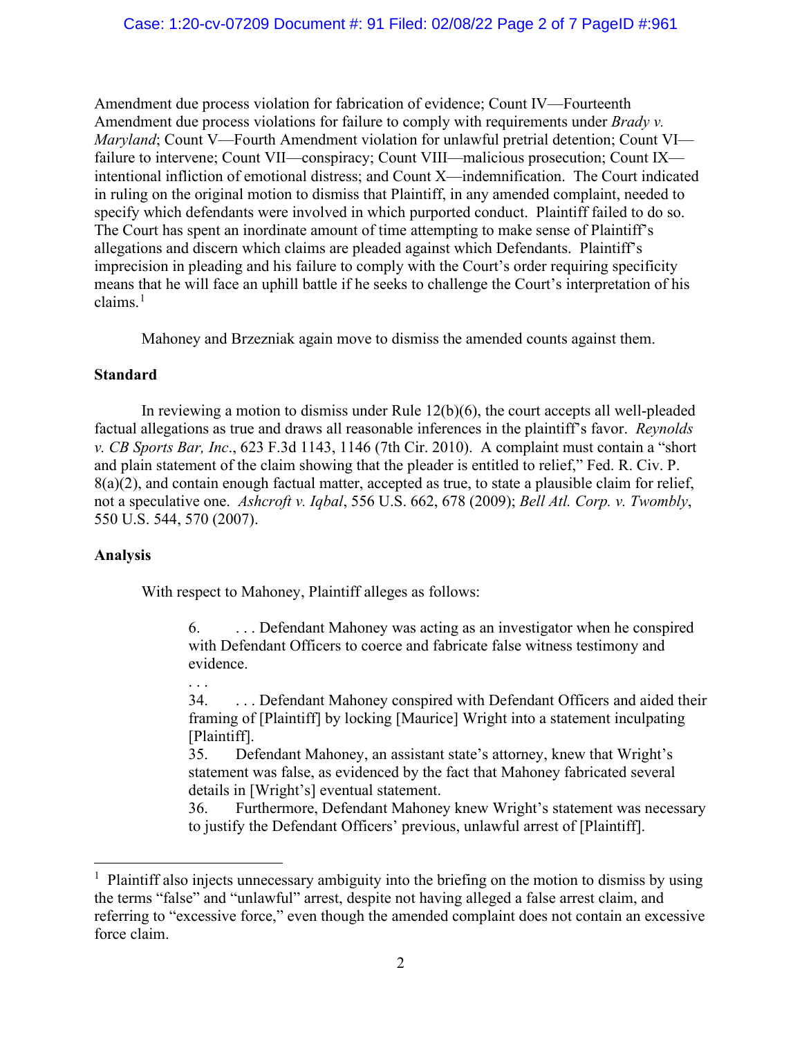Amendment due process violation for fabrication of evidence; Count IV—Fourteenth Amendment due process violations for failure to comply with requirements under *Brady v. Maryland*; Count V—Fourth Amendment violation for unlawful pretrial detention; Count VI—failure to intervene; Count VII—conspiracy; Count VIII—malicious prosecution; Count IX—intentional infliction of emotional distress; and Count X—indemnification. The Court indicated in ruling on the original motion to dismiss that Plaintiff, in any amended complaint, needed to specify which defendants were involved in which purported conduct. Plaintiff failed to do so. The Court has spent an inordinate amount of time attempting to make sense of Plaintiff's allegations and discern which claims are pleaded against which Defendants. Plaintiff's imprecision in pleading and his failure to comply with the Court's order requiring specificity means that he will face an uphill battle if he seeks to challenge the Court's interpretation of his claims.[1]

Mahoney and Brzezniak again move to dismiss the amended counts against them.

## Standard

In reviewing a motion to dismiss under Rule 12(b)(6), the court accepts all well-pleaded factual allegations as true and draws all reasonable inferences in the plaintiff's favor. *Reynolds v. CB Sports Bar, Inc*., 623 F.3d 1143, 1146 (7th Cir. 2010). A complaint must contain a "short and plain statement of the claim showing that the pleader is entitled to relief," Fed. R. Civ. P. 8(a)(2), and contain enough factual matter, accepted as true, to state a plausible claim for relief, not a speculative one. *Ashcroft v. Iqbal*, 556 U.S. 662, 678 (2009); *Bell Atl. Corp. v. Twombly*, 550 U.S. 544, 570 (2007).

## Analysis

With respect to Mahoney, Plaintiff alleges as follows:

> 6. . . . Defendant Mahoney was acting as an investigator when he conspired with Defendant Officers to coerce and fabricate false witness testimony and evidence.
>
> . . .
>
> 34. . . . Defendant Mahoney conspired with Defendant Officers and aided their framing of [Plaintiff] by locking [Maurice] Wright into a statement inculpating [Plaintiff].
>
> 35. Defendant Mahoney, an assistant state's attorney, knew that Wright's statement was false, as evidenced by the fact that Mahoney fabricated several details in [Wright's] eventual statement.
>
> 36. Furthermore, Defendant Mahoney knew Wright's statement was necessary to justify the Defendant Officers' previous, unlawful arrest of [Plaintiff].

[1] Plaintiff also injects unnecessary ambiguity into the briefing on the motion to dismiss by using the terms "false" and "unlawful" arrest, despite not having alleged a false arrest claim, and referring to "excessive force," even though the amended complaint does not contain an excessive force claim.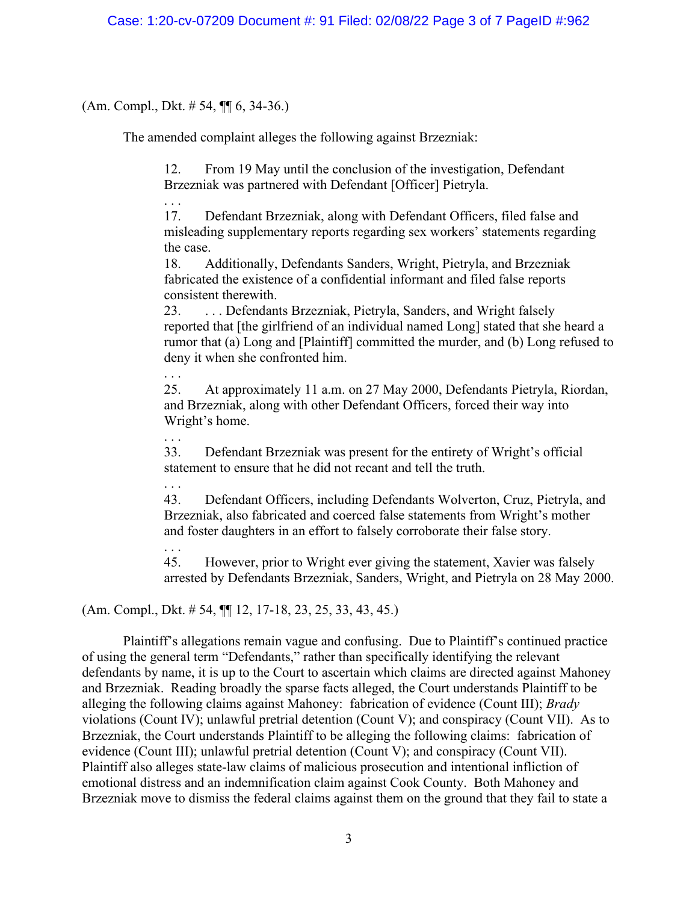(Am. Compl., Dkt. # 54, ¶¶ 6, 34-36.)

The amended complaint alleges the following against Brzezniak:

> 12. From 19 May until the conclusion of the investigation, Defendant Brzezniak was partnered with Defendant [Officer] Pietryla.
>
> . . .
>
> 17. Defendant Brzezniak, along with Defendant Officers, filed false and misleading supplementary reports regarding sex workers' statements regarding the case.
>
> 18. Additionally, Defendants Sanders, Wright, Pietryla, and Brzezniak fabricated the existence of a confidential informant and filed false reports consistent therewith.
>
> 23. . . . Defendants Brzezniak, Pietryla, Sanders, and Wright falsely reported that [the girlfriend of an individual named Long] stated that she heard a rumor that (a) Long and [Plaintiff] committed the murder, and (b) Long refused to deny it when she confronted him.
>
> . . .
>
> 25. At approximately 11 a.m. on 27 May 2000, Defendants Pietryla, Riordan, and Brzezniak, along with other Defendant Officers, forced their way into Wright's home.
>
> . . .
>
> 33. Defendant Brzezniak was present for the entirety of Wright's official statement to ensure that he did not recant and tell the truth.
>
> . . .
>
> 43. Defendant Officers, including Defendants Wolverton, Cruz, Pietryla, and Brzezniak, also fabricated and coerced false statements from Wright's mother and foster daughters in an effort to falsely corroborate their false story.
>
> . . .
>
> 45. However, prior to Wright ever giving the statement, Xavier was falsely arrested by Defendants Brzezniak, Sanders, Wright, and Pietryla on 28 May 2000.

(Am. Compl., Dkt. # 54, ¶¶ 12, 17-18, 23, 25, 33, 43, 45.)

Plaintiff's allegations remain vague and confusing. Due to Plaintiff's continued practice of using the general term "Defendants," rather than specifically identifying the relevant defendants by name, it is up to the Court to ascertain which claims are directed against Mahoney and Brzezniak. Reading broadly the sparse facts alleged, the Court understands Plaintiff to be alleging the following claims against Mahoney: fabrication of evidence (Count III); *Brady* violations (Count IV); unlawful pretrial detention (Count V); and conspiracy (Count VII). As to Brzezniak, the Court understands Plaintiff to be alleging the following claims: fabrication of evidence (Count III); unlawful pretrial detention (Count V); and conspiracy (Count VII). Plaintiff also alleges state-law claims of malicious prosecution and intentional infliction of emotional distress and an indemnification claim against Cook County. Both Mahoney and Brzezniak move to dismiss the federal claims against them on the ground that they fail to state a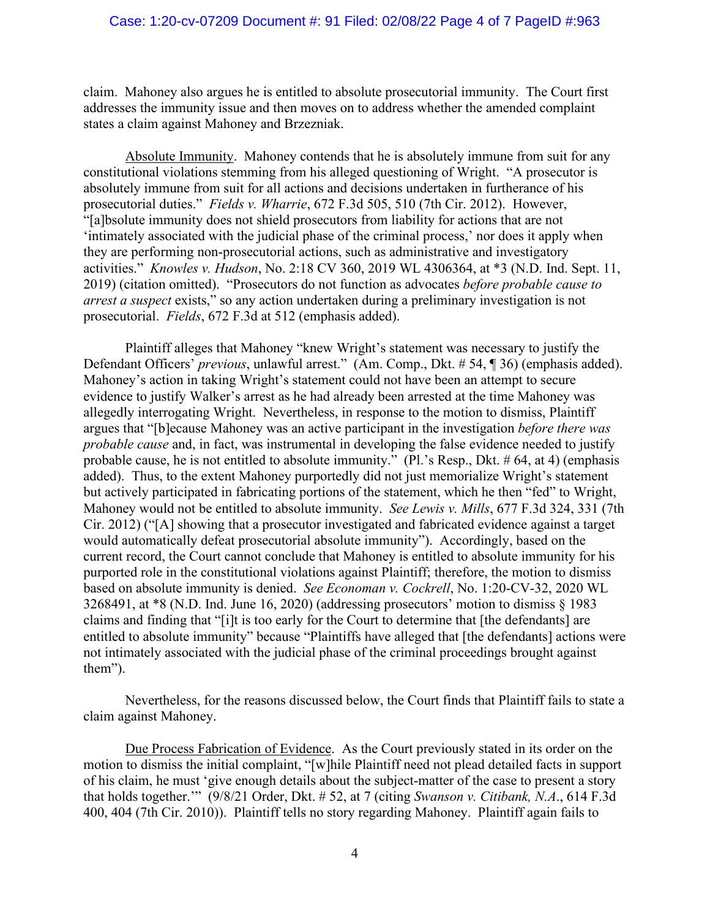claim. Mahoney also argues he is entitled to absolute prosecutorial immunity. The Court first addresses the immunity issue and then moves on to address whether the amended complaint states a claim against Mahoney and Brzezniak.

Absolute Immunity. Mahoney contends that he is absolutely immune from suit for any constitutional violations stemming from his alleged questioning of Wright. "A prosecutor is absolutely immune from suit for all actions and decisions undertaken in furtherance of his prosecutorial duties." *Fields v. Wharrie*, 672 F.3d 505, 510 (7th Cir. 2012). However, "[a]bsolute immunity does not shield prosecutors from liability for actions that are not 'intimately associated with the judicial phase of the criminal process,' nor does it apply when they are performing non-prosecutorial actions, such as administrative and investigatory activities." *Knowles v. Hudson*, No. 2:18 CV 360, 2019 WL 4306364, at *3 (N.D. Ind. Sept. 11, 2019) (citation omitted). "Prosecutors do not function as advocates *before probable cause to arrest a suspect* exists," so any action undertaken during a preliminary investigation is not prosecutorial. *Fields*, 672 F.3d at 512 (emphasis added).

Plaintiff alleges that Mahoney "knew Wright's statement was necessary to justify the Defendant Officers' *previous*, unlawful arrest." (Am. Comp., Dkt. # 54, ¶ 36) (emphasis added). Mahoney's action in taking Wright's statement could not have been an attempt to secure evidence to justify Walker's arrest as he had already been arrested at the time Mahoney was allegedly interrogating Wright. Nevertheless, in response to the motion to dismiss, Plaintiff argues that "[b]ecause Mahoney was an active participant in the investigation *before there was probable cause* and, in fact, was instrumental in developing the false evidence needed to justify probable cause, he is not entitled to absolute immunity." (Pl.'s Resp., Dkt. # 64, at 4) (emphasis added). Thus, to the extent Mahoney purportedly did not just memorialize Wright's statement but actively participated in fabricating portions of the statement, which he then "fed" to Wright, Mahoney would not be entitled to absolute immunity. *See Lewis v. Mills*, 677 F.3d 324, 331 (7th Cir. 2012) ("[A] showing that a prosecutor investigated and fabricated evidence against a target would automatically defeat prosecutorial absolute immunity"). Accordingly, based on the current record, the Court cannot conclude that Mahoney is entitled to absolute immunity for his purported role in the constitutional violations against Plaintiff; therefore, the motion to dismiss based on absolute immunity is denied. *See Economan v. Cockrell*, No. 1:20-CV-32, 2020 WL 3268491, at *8 (N.D. Ind. June 16, 2020) (addressing prosecutors' motion to dismiss § 1983 claims and finding that "[i]t is too early for the Court to determine that [the defendants] are entitled to absolute immunity" because "Plaintiffs have alleged that [the defendants] actions were not intimately associated with the judicial phase of the criminal proceedings brought against them").

Nevertheless, for the reasons discussed below, the Court finds that Plaintiff fails to state a claim against Mahoney.

Due Process Fabrication of Evidence. As the Court previously stated in its order on the motion to dismiss the initial complaint, "[w]hile Plaintiff need not plead detailed facts in support of his claim, he must 'give enough details about the subject-matter of the case to present a story that holds together.'" (9/8/21 Order, Dkt. # 52, at 7 (citing *Swanson v. Citibank, N.A*., 614 F.3d 400, 404 (7th Cir. 2010)). Plaintiff tells no story regarding Mahoney. Plaintiff again fails to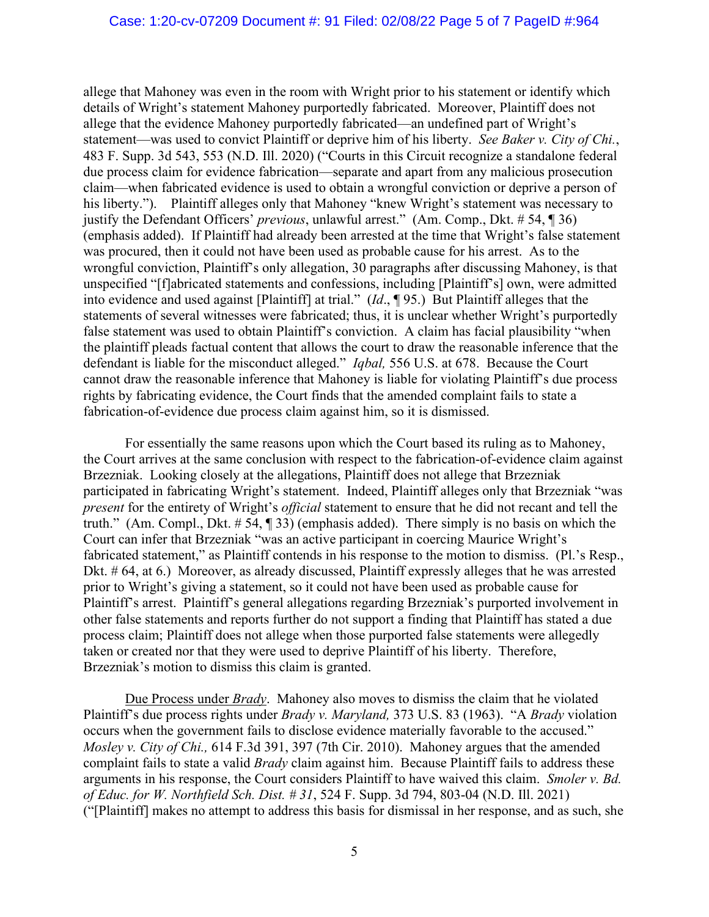allege that Mahoney was even in the room with Wright prior to his statement or identify which details of Wright's statement Mahoney purportedly fabricated. Moreover, Plaintiff does not allege that the evidence Mahoney purportedly fabricated—an undefined part of Wright's statement—was used to convict Plaintiff or deprive him of his liberty. *See Baker v. City of Chi.*, 483 F. Supp. 3d 543, 553 (N.D. Ill. 2020) ("Courts in this Circuit recognize a standalone federal due process claim for evidence fabrication—separate and apart from any malicious prosecution claim—when fabricated evidence is used to obtain a wrongful conviction or deprive a person of his liberty."). Plaintiff alleges only that Mahoney "knew Wright's statement was necessary to justify the Defendant Officers' *previous*, unlawful arrest." (Am. Comp., Dkt. # 54, ¶ 36) (emphasis added). If Plaintiff had already been arrested at the time that Wright's false statement was procured, then it could not have been used as probable cause for his arrest. As to the wrongful conviction, Plaintiff's only allegation, 30 paragraphs after discussing Mahoney, is that unspecified "[f]abricated statements and confessions, including [Plaintiff's] own, were admitted into evidence and used against [Plaintiff] at trial." (*Id*., ¶ 95.) But Plaintiff alleges that the statements of several witnesses were fabricated; thus, it is unclear whether Wright's purportedly false statement was used to obtain Plaintiff's conviction. A claim has facial plausibility "when the plaintiff pleads factual content that allows the court to draw the reasonable inference that the defendant is liable for the misconduct alleged." *Iqbal,* 556 U.S. at 678. Because the Court cannot draw the reasonable inference that Mahoney is liable for violating Plaintiff's due process rights by fabricating evidence, the Court finds that the amended complaint fails to state a fabrication-of-evidence due process claim against him, so it is dismissed.

For essentially the same reasons upon which the Court based its ruling as to Mahoney, the Court arrives at the same conclusion with respect to the fabrication-of-evidence claim against Brzezniak. Looking closely at the allegations, Plaintiff does not allege that Brzezniak participated in fabricating Wright's statement. Indeed, Plaintiff alleges only that Brzezniak "was *present* for the entirety of Wright's *official* statement to ensure that he did not recant and tell the truth." (Am. Compl., Dkt. # 54, ¶ 33) (emphasis added). There simply is no basis on which the Court can infer that Brzezniak "was an active participant in coercing Maurice Wright's fabricated statement," as Plaintiff contends in his response to the motion to dismiss. (Pl.'s Resp., Dkt. # 64, at 6.) Moreover, as already discussed, Plaintiff expressly alleges that he was arrested prior to Wright's giving a statement, so it could not have been used as probable cause for Plaintiff's arrest. Plaintiff's general allegations regarding Brzezniak's purported involvement in other false statements and reports further do not support a finding that Plaintiff has stated a due process claim; Plaintiff does not allege when those purported false statements were allegedly taken or created nor that they were used to deprive Plaintiff of his liberty. Therefore, Brzezniak's motion to dismiss this claim is granted.

<u>Due Process under *Brady*</u>. Mahoney also moves to dismiss the claim that he violated Plaintiff's due process rights under *Brady v. Maryland,* 373 U.S. 83 (1963). "A *Brady* violation occurs when the government fails to disclose evidence materially favorable to the accused." *Mosley v. City of Chi.,* 614 F.3d 391, 397 (7th Cir. 2010). Mahoney argues that the amended complaint fails to state a valid *Brady* claim against him. Because Plaintiff fails to address these arguments in his response, the Court considers Plaintiff to have waived this claim. *Smoler v. Bd. of Educ. for W. Northfield Sch. Dist. # 31*, 524 F. Supp. 3d 794, 803-04 (N.D. Ill. 2021) ("[Plaintiff] makes no attempt to address this basis for dismissal in her response, and as such, she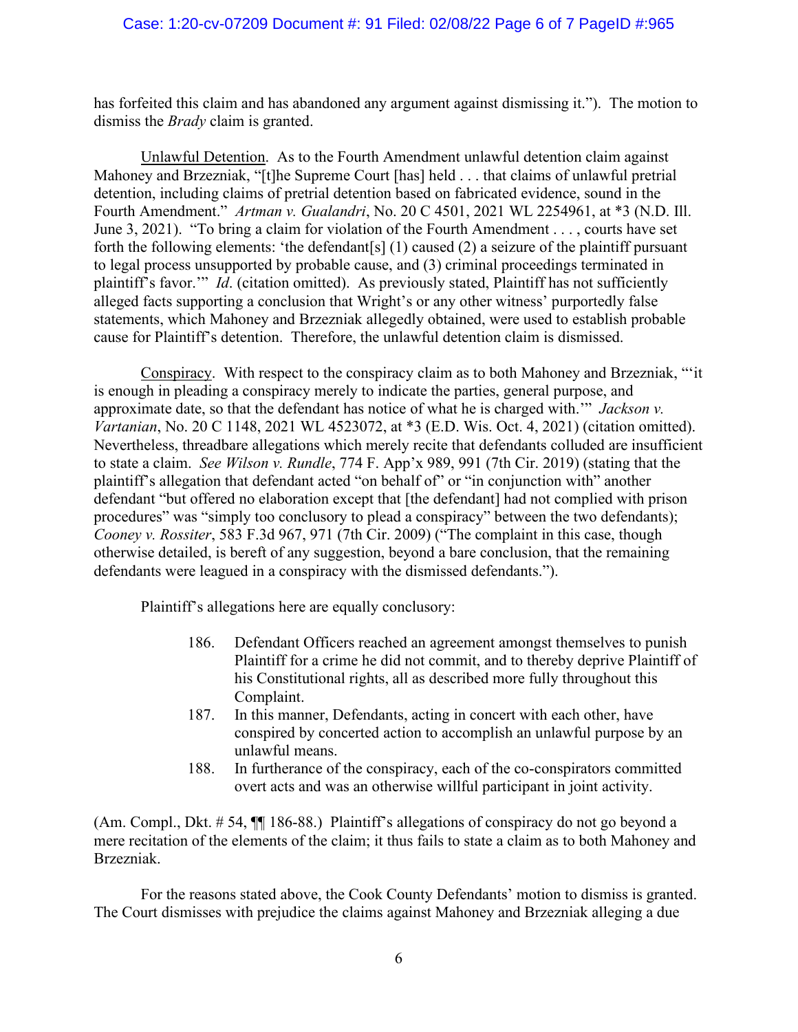has forfeited this claim and has abandoned any argument against dismissing it."). The motion to dismiss the *Brady* claim is granted.

Unlawful Detention. As to the Fourth Amendment unlawful detention claim against Mahoney and Brzezniak, "[t]he Supreme Court [has] held . . . that claims of unlawful pretrial detention, including claims of pretrial detention based on fabricated evidence, sound in the Fourth Amendment." *Artman v. Gualandri*, No. 20 C 4501, 2021 WL 2254961, at *3 (N.D. Ill. June 3, 2021). "To bring a claim for violation of the Fourth Amendment . . . , courts have set forth the following elements: 'the defendant[s] (1) caused (2) a seizure of the plaintiff pursuant to legal process unsupported by probable cause, and (3) criminal proceedings terminated in plaintiff's favor.'" *Id*. (citation omitted). As previously stated, Plaintiff has not sufficiently alleged facts supporting a conclusion that Wright's or any other witness' purportedly false statements, which Mahoney and Brzezniak allegedly obtained, were used to establish probable cause for Plaintiff's detention. Therefore, the unlawful detention claim is dismissed.

Conspiracy. With respect to the conspiracy claim as to both Mahoney and Brzezniak, "'it is enough in pleading a conspiracy merely to indicate the parties, general purpose, and approximate date, so that the defendant has notice of what he is charged with.'" *Jackson v. Vartanian*, No. 20 C 1148, 2021 WL 4523072, at *3 (E.D. Wis. Oct. 4, 2021) (citation omitted). Nevertheless, threadbare allegations which merely recite that defendants colluded are insufficient to state a claim. *See Wilson v. Rundle*, 774 F. App'x 989, 991 (7th Cir. 2019) (stating that the plaintiff's allegation that defendant acted "on behalf of" or "in conjunction with" another defendant "but offered no elaboration except that [the defendant] had not complied with prison procedures" was "simply too conclusory to plead a conspiracy" between the two defendants); *Cooney v. Rossiter*, 583 F.3d 967, 971 (7th Cir. 2009) ("The complaint in this case, though otherwise detailed, is bereft of any suggestion, beyond a bare conclusion, that the remaining defendants were leagued in a conspiracy with the dismissed defendants.").

Plaintiff's allegations here are equally conclusory:

> 186. Defendant Officers reached an agreement amongst themselves to punish Plaintiff for a crime he did not commit, and to thereby deprive Plaintiff of his Constitutional rights, all as described more fully throughout this Complaint.
>
> 187. In this manner, Defendants, acting in concert with each other, have conspired by concerted action to accomplish an unlawful purpose by an unlawful means.
>
> 188. In furtherance of the conspiracy, each of the co-conspirators committed overt acts and was an otherwise willful participant in joint activity.

(Am. Compl., Dkt. # 54, ¶¶ 186-88.) Plaintiff's allegations of conspiracy do not go beyond a mere recitation of the elements of the claim; it thus fails to state a claim as to both Mahoney and Brzezniak.

For the reasons stated above, the Cook County Defendants' motion to dismiss is granted. The Court dismisses with prejudice the claims against Mahoney and Brzezniak alleging a due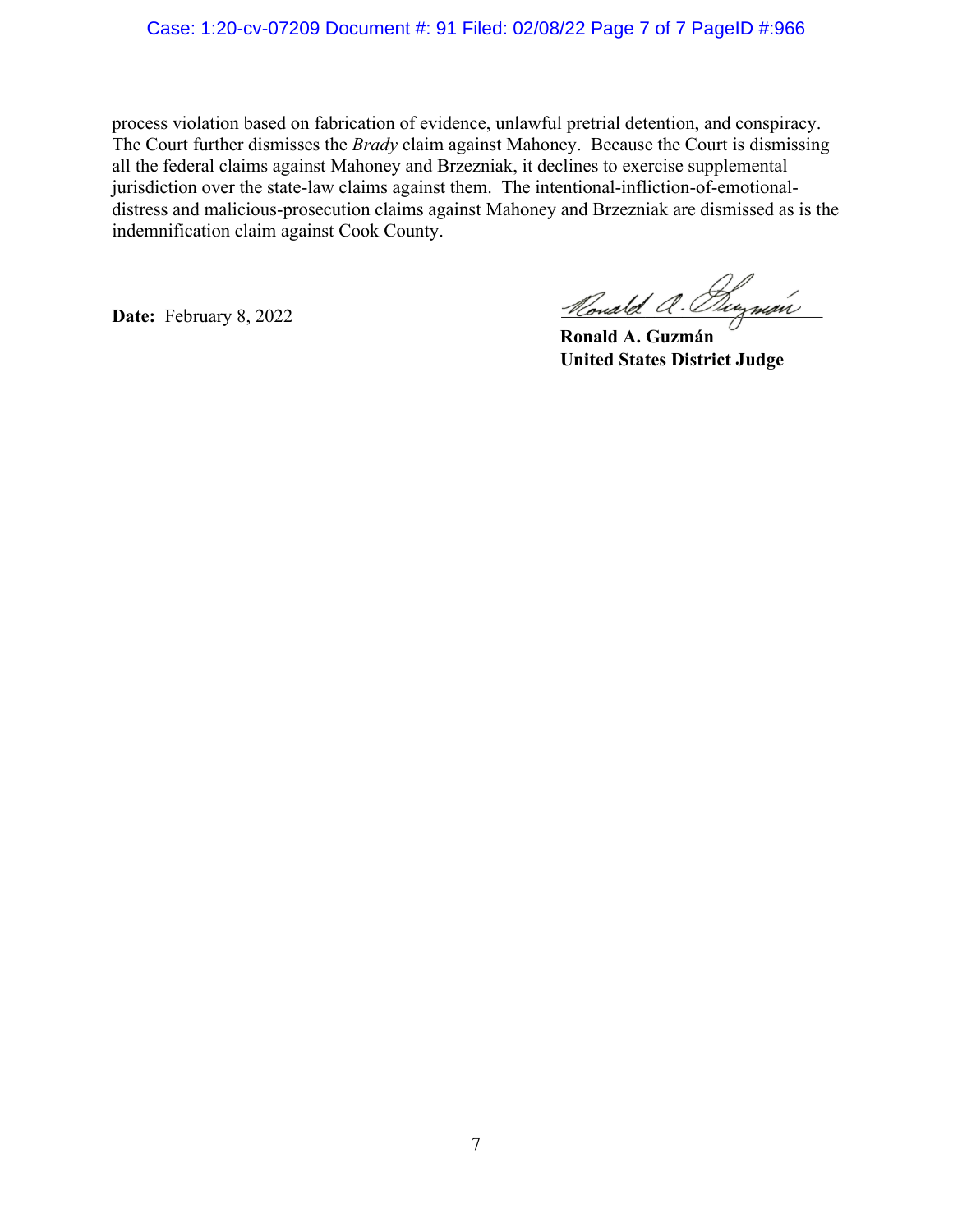process violation based on fabrication of evidence, unlawful pretrial detention, and conspiracy. The Court further dismisses the *Brady* claim against Mahoney. Because the Court is dismissing all the federal claims against Mahoney and Brzezniak, it declines to exercise supplemental jurisdiction over the state-law claims against them. The intentional-infliction-of-emotional-distress and malicious-prosecution claims against Mahoney and Brzezniak are dismissed as is the indemnification claim against Cook County.

**Date:** February 8, 2022

**Ronald A. Guzmán**
**United States District Judge**